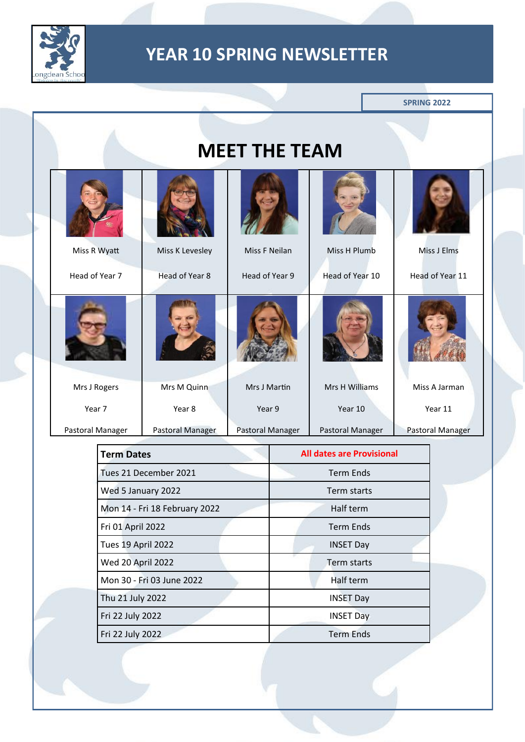# YEAR 10 SPRING NEWSLETTER

SPRING 2022

## MEET THE TEAM

| Miss R Wyatt | Miss K Levesley | Miss F Neilan | Miss H Plumb | Miss J Elms |
|---|---|---|---|---|
| Head of Year 7 | Head of Year 8 | Head of Year 9 | Head of Year 10 | Head of Year 11 |
| Mrs J Rogers | Mrs M Quinn | Mrs J Martin | Mrs H Williams | Miss A Jarman |
| Year 7 Pastoral Manager | Year 8 Pastoral Manager | Year 9 Pastoral Manager | Year 10 Pastoral Manager | Year 11 Pastoral Manager |

| Term Dates | All dates are Provisional |
|---|---|
| Tues 21 December 2021 | Term Ends |
| Wed 5 January 2022 | Term starts |
| Mon 14 - Fri 18 February 2022 | Half term |
| Fri 01 April 2022 | Term Ends |
| Tues 19 April 2022 | INSET Day |
| Wed 20 April 2022 | Term starts |
| Mon 30 - Fri 03 June 2022 | Half term |
| Thu 21 July 2022 | INSET Day |
| Fri 22 July 2022 | INSET Day |
| Fri 22 July 2022 | Term Ends |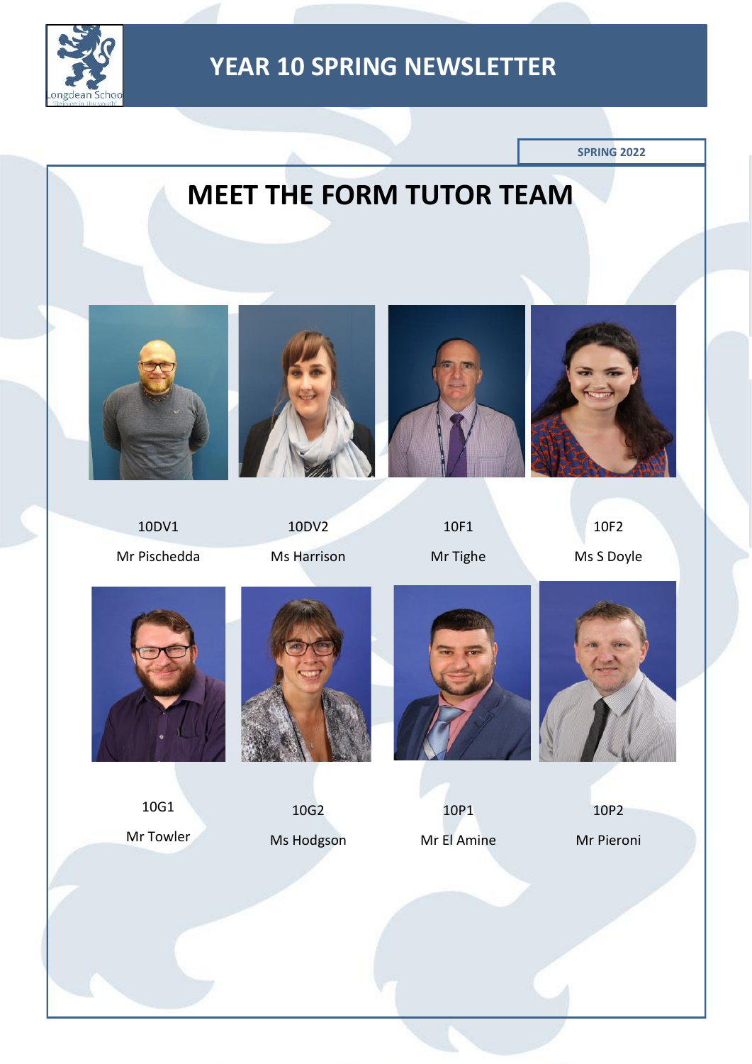# YEAR 10 SPRING NEWSLETTER

SPRING 2022

## MEET THE FORM TUTOR TEAM

10DV1

Mr Pischedda

10DV2

Ms Harrison

10F1

Mr Tighe

10F2

Ms S Doyle

10G1

Mr Towler

10G2

Ms Hodgson

10P1

Mr El Amine

10P2

Mr Pieroni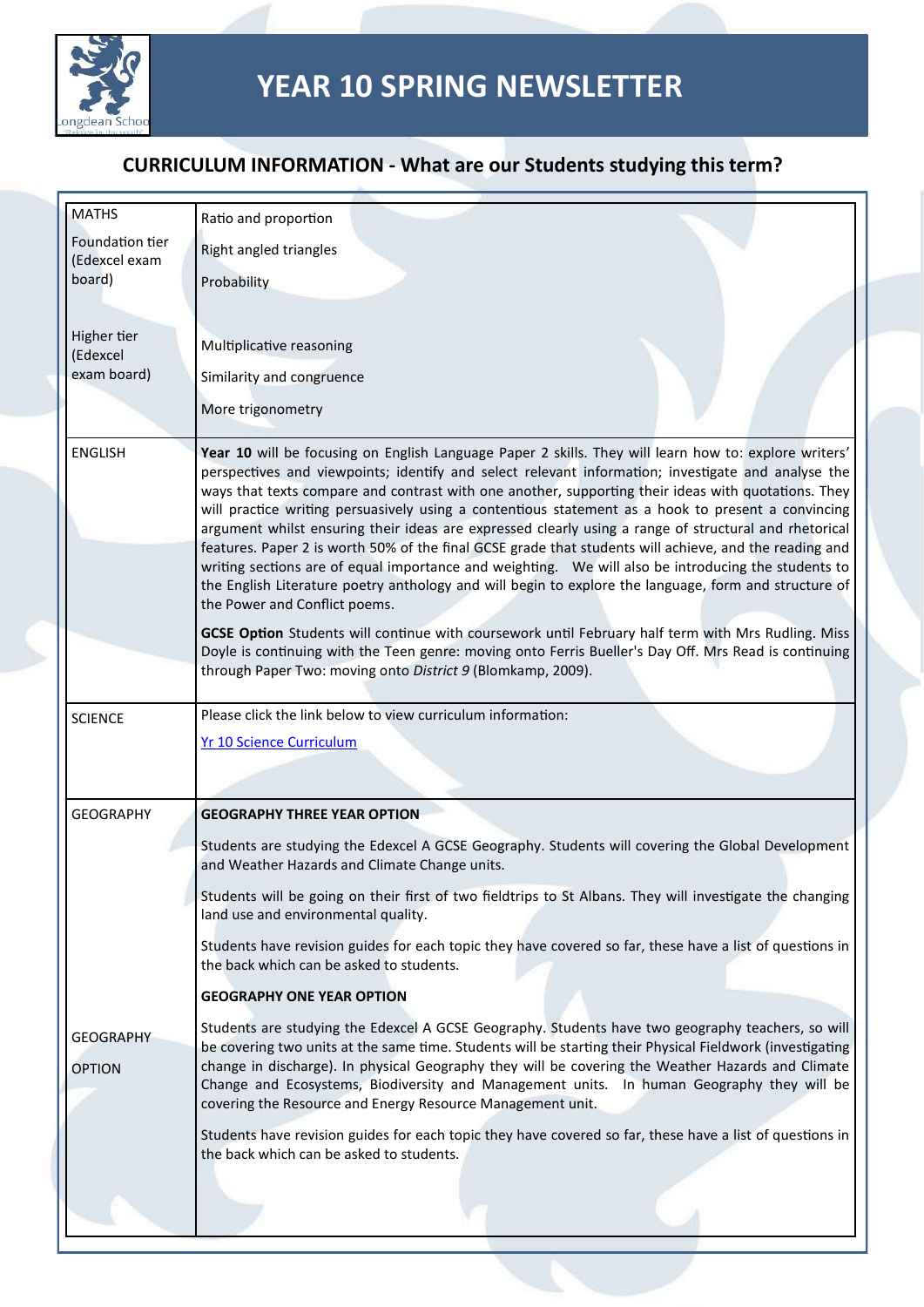# YEAR 10 SPRING NEWSLETTER

## CURRICULUM INFORMATION - What are our Students studying this term?

| | |
|---|---|
| MATHS<br><br>Foundation tier (Edexcel exam board)<br><br>Higher tier (Edexcel exam board) | Ratio and proportion<br>Right angled triangles<br>Probability<br><br>Multiplicative reasoning<br>Similarity and congruence<br>More trigonometry |
| ENGLISH | **Year 10** will be focusing on English Language Paper 2 skills. They will learn how to: explore writers' perspectives and viewpoints; identify and select relevant information; investigate and analyse the ways that texts compare and contrast with one another, supporting their ideas with quotations. They will practice writing persuasively using a contentious statement as a hook to present a convincing argument whilst ensuring their ideas are expressed clearly using a range of structural and rhetorical features. Paper 2 is worth 50% of the final GCSE grade that students will achieve, and the reading and writing sections are of equal importance and weighting. We will also be introducing the students to the English Literature poetry anthology and will begin to explore the language, form and structure of the Power and Conflict poems.<br><br>**GCSE Option** Students will continue with coursework until February half term with Mrs Rudling. Miss Doyle is continuing with the Teen genre: moving onto Ferris Bueller's Day Off. Mrs Read is continuing through Paper Two: moving onto *District 9* (Blomkamp, 2009). |
| SCIENCE | Please click the link below to view curriculum information:<br>[Yr 10 Science Curriculum] |
| GEOGRAPHY<br><br>GEOGRAPHY OPTION | **GEOGRAPHY THREE YEAR OPTION**<br><br>Students are studying the Edexcel A GCSE Geography. Students will covering the Global Development and Weather Hazards and Climate Change units.<br><br>Students will be going on their first of two fieldtrips to St Albans. They will investigate the changing land use and environmental quality.<br><br>Students have revision guides for each topic they have covered so far, these have a list of questions in the back which can be asked to students.<br><br>**GEOGRAPHY ONE YEAR OPTION**<br><br>Students are studying the Edexcel A GCSE Geography. Students have two geography teachers, so will be covering two units at the same time. Students will be starting their Physical Fieldwork (investigating change in discharge). In physical Geography they will be covering the Weather Hazards and Climate Change and Ecosystems, Biodiversity and Management units. In human Geography they will be covering the Resource and Energy Resource Management unit.<br><br>Students have revision guides for each topic they have covered so far, these have a list of questions in the back which can be asked to students. |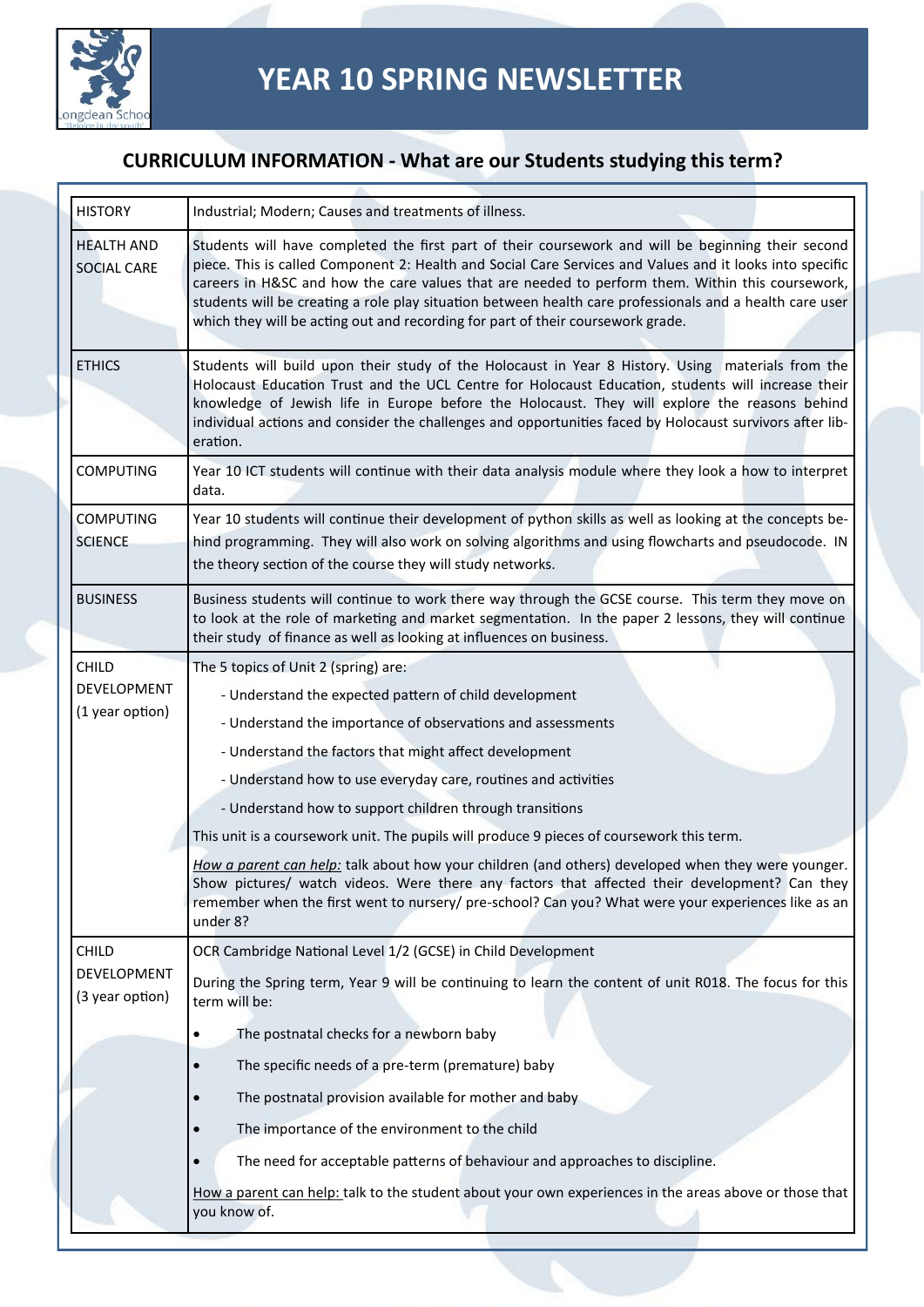// # YEAR 10 SPRING NEWSLETTER

## CURRICULUM INFORMATION - What are our Students studying this term?

| | |
|---|---|
| HISTORY | Industrial; Modern; Causes and treatments of illness. |
| HEALTH AND SOCIAL CARE | Students will have completed the first part of their coursework and will be beginning their second piece. This is called Component 2: Health and Social Care Services and Values and it looks into specific careers in H&SC and how the care values that are needed to perform them. Within this coursework, students will be creating a role play situation between health care professionals and a health care user which they will be acting out and recording for part of their coursework grade. |
| ETHICS | Students will build upon their study of the Holocaust in Year 8 History. Using materials from the Holocaust Education Trust and the UCL Centre for Holocaust Education, students will increase their knowledge of Jewish life in Europe before the Holocaust. They will explore the reasons behind individual actions and consider the challenges and opportunities faced by Holocaust survivors after liberation. |
| COMPUTING | Year 10 ICT students will continue with their data analysis module where they look a how to interpret data. |
| COMPUTING SCIENCE | Year 10 students will continue their development of python skills as well as looking at the concepts behind programming. They will also work on solving algorithms and using flowcharts and pseudocode. IN the theory section of the course they will study networks. |
| BUSINESS | Business students will continue to work there way through the GCSE course. This term they move on to look at the role of marketing and market segmentation. In the paper 2 lessons, they will continue their study of finance as well as looking at influences on business. |
| CHILD DEVELOPMENT (1 year option) | The 5 topics of Unit 2 (spring) are:<br>- Understand the expected pattern of child development<br>- Understand the importance of observations and assessments<br>- Understand the factors that might affect development<br>- Understand how to use everyday care, routines and activities<br>- Understand how to support children through transitions<br>This unit is a coursework unit. The pupils will produce 9 pieces of coursework this term.<br>*<u>How a parent can help:</u>* talk about how your children (and others) developed when they were younger. Show pictures/ watch videos. Were there any factors that affected their development? Can they remember when the first went to nursery/ pre-school? Can you? What were your experiences like as an under 8? |
| CHILD DEVELOPMENT (3 year option) | OCR Cambridge National Level 1/2 (GCSE) in Child Development<br>During the Spring term, Year 9 will be continuing to learn the content of unit R018. The focus for this term will be:<br>• The postnatal checks for a newborn baby<br>• The specific needs of a pre-term (premature) baby<br>• The postnatal provision available for mother and baby<br>• The importance of the environment to the child<br>• The need for acceptable patterns of behaviour and approaches to discipline.<br><u>How a parent can help:</u> talk to the student about your own experiences in the areas above or those that you know of. |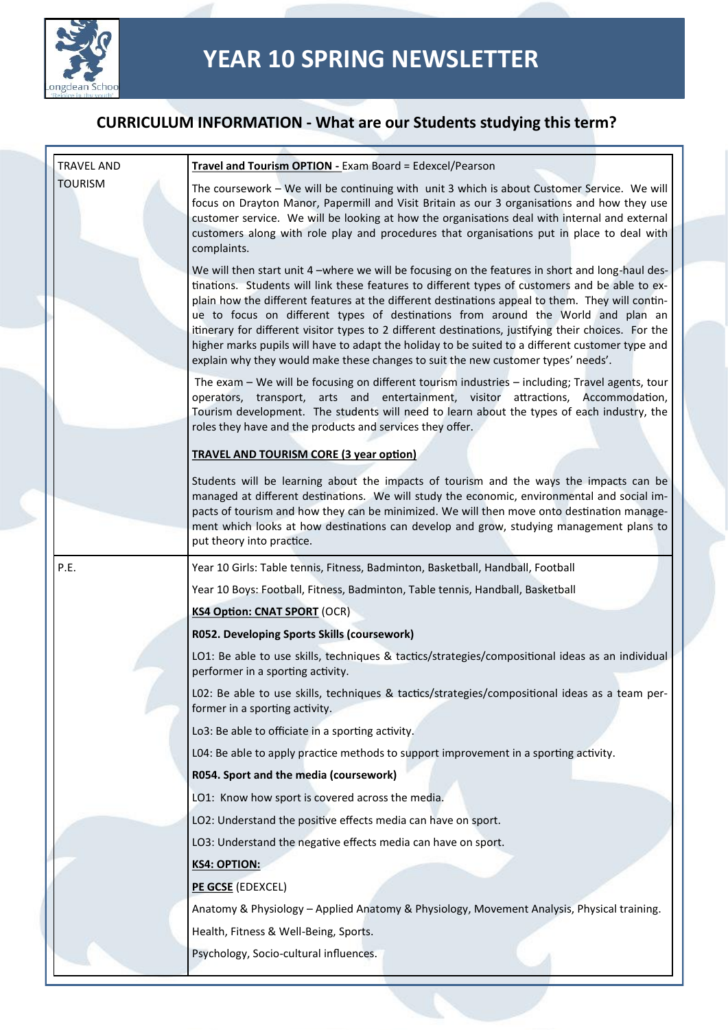# YEAR 10 SPRING NEWSLETTER

## CURRICULUM INFORMATION - What are our Students studying this term?

| | |
|---|---|
| TRAVEL AND TOURISM | **Travel and Tourism OPTION -** Exam Board = Edexcel/Pearson<br><br>The coursework – We will be continuing with unit 3 which is about Customer Service. We will focus on Drayton Manor, Papermill and Visit Britain as our 3 organisations and how they use customer service. We will be looking at how the organisations deal with internal and external customers along with role play and procedures that organisations put in place to deal with complaints.<br><br>We will then start unit 4 –where we will be focusing on the features in short and long-haul destinations. Students will link these features to different types of customers and be able to explain how the different features at the different destinations appeal to them. They will continue to focus on different types of destinations from around the World and plan an itinerary for different visitor types to 2 different destinations, justifying their choices. For the higher marks pupils will have to adapt the holiday to be suited to a different customer type and explain why they would make these changes to suit the new customer types' needs'.<br><br>The exam – We will be focusing on different tourism industries – including; Travel agents, tour operators, transport, arts and entertainment, visitor attractions, Accommodation, Tourism development. The students will need to learn about the types of each industry, the roles they have and the products and services they offer.<br><br>**TRAVEL AND TOURISM CORE (3 year option)**<br><br>Students will be learning about the impacts of tourism and the ways the impacts can be managed at different destinations. We will study the economic, environmental and social impacts of tourism and how they can be minimized. We will then move onto destination management which looks at how destinations can develop and grow, studying management plans to put theory into practice. |
| P.E. | Year 10 Girls: Table tennis, Fitness, Badminton, Basketball, Handball, Football<br><br>Year 10 Boys: Football, Fitness, Badminton, Table tennis, Handball, Basketball<br><br>**KS4 Option: CNAT SPORT** (OCR)<br><br>**R052. Developing Sports Skills (coursework)**<br><br>LO1: Be able to use skills, techniques & tactics/strategies/compositional ideas as an individual performer in a sporting activity.<br><br>L02: Be able to use skills, techniques & tactics/strategies/compositional ideas as a team performer in a sporting activity.<br><br>Lo3: Be able to officiate in a sporting activity.<br><br>L04: Be able to apply practice methods to support improvement in a sporting activity.<br><br>**R054. Sport and the media (coursework)**<br><br>LO1: Know how sport is covered across the media.<br><br>LO2: Understand the positive effects media can have on sport.<br><br>LO3: Understand the negative effects media can have on sport.<br><br>**KS4: OPTION:**<br><br>**PE GCSE** (EDEXCEL)<br><br>Anatomy & Physiology – Applied Anatomy & Physiology, Movement Analysis, Physical training.<br><br>Health, Fitness & Well-Being, Sports.<br><br>Psychology, Socio-cultural influences. |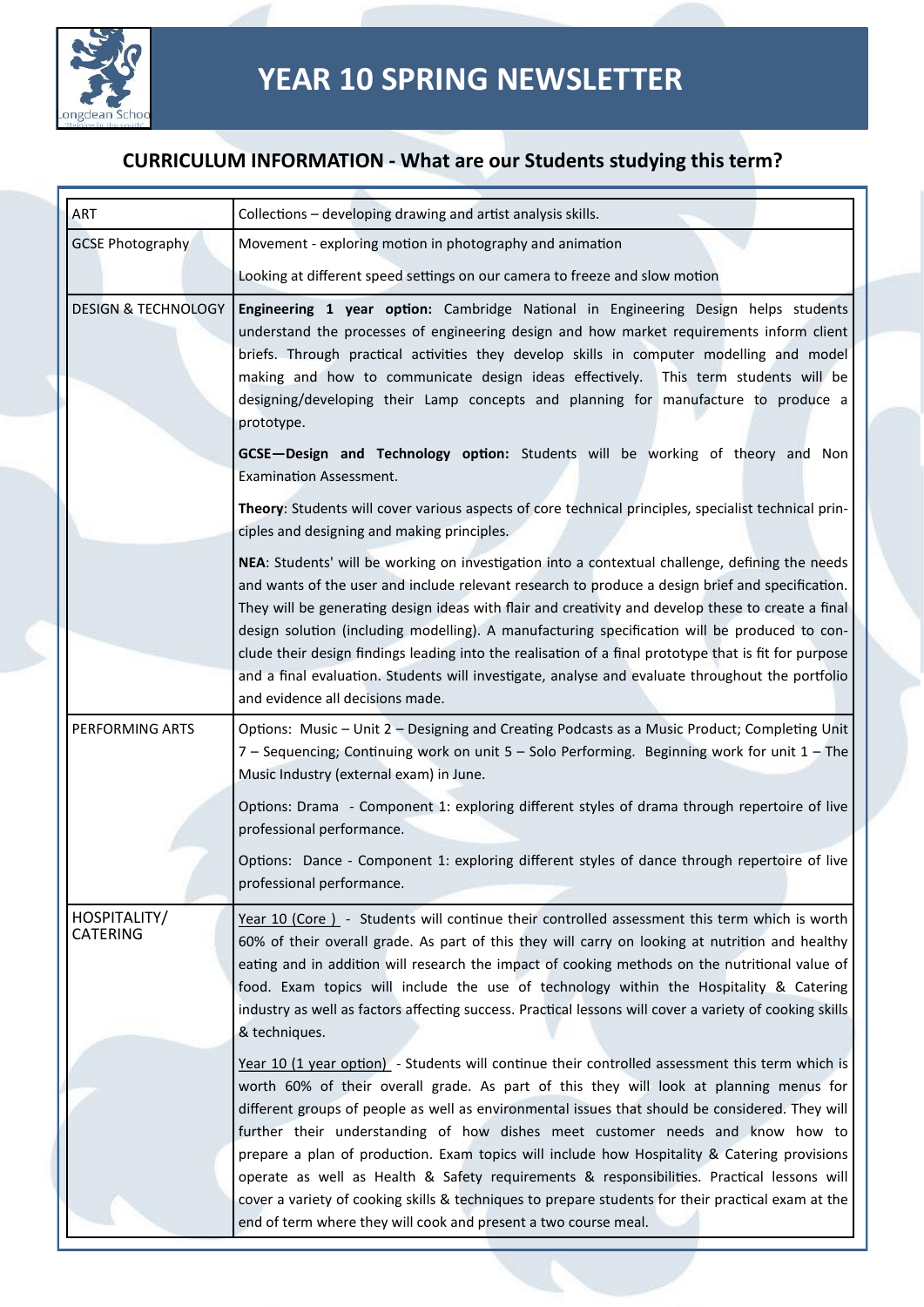# YEAR 10 SPRING NEWSLETTER

## CURRICULUM INFORMATION - What are our Students studying this term?

| | |
|---|---|
| ART | Collections – developing drawing and artist analysis skills. |
| GCSE Photography | Movement - exploring motion in photography and animation<br><br>Looking at different speed settings on our camera to freeze and slow motion |
| DESIGN & TECHNOLOGY | **Engineering 1 year option:** Cambridge National in Engineering Design helps students understand the processes of engineering design and how market requirements inform client briefs. Through practical activities they develop skills in computer modelling and model making and how to communicate design ideas effectively. This term students will be designing/developing their Lamp concepts and planning for manufacture to produce a prototype.<br><br>**GCSE—Design and Technology option:** Students will be working of theory and Non Examination Assessment.<br><br>**Theory**: Students will cover various aspects of core technical principles, specialist technical principles and designing and making principles.<br><br>**NEA**: Students' will be working on investigation into a contextual challenge, defining the needs and wants of the user and include relevant research to produce a design brief and specification. They will be generating design ideas with flair and creativity and develop these to create a final design solution (including modelling). A manufacturing specification will be produced to conclude their design findings leading into the realisation of a final prototype that is fit for purpose and a final evaluation. Students will investigate, analyse and evaluate throughout the portfolio and evidence all decisions made. |
| PERFORMING ARTS | Options: Music – Unit 2 – Designing and Creating Podcasts as a Music Product; Completing Unit 7 – Sequencing; Continuing work on unit 5 – Solo Performing. Beginning work for unit 1 – The Music Industry (external exam) in June.<br><br>Options: Drama - Component 1: exploring different styles of drama through repertoire of live professional performance.<br><br>Options: Dance - Component 1: exploring different styles of dance through repertoire of live professional performance. |
| HOSPITALITY/ CATERING | Year 10 (Core ) - Students will continue their controlled assessment this term which is worth 60% of their overall grade. As part of this they will carry on looking at nutrition and healthy eating and in addition will research the impact of cooking methods on the nutritional value of food. Exam topics will include the use of technology within the Hospitality & Catering industry as well as factors affecting success. Practical lessons will cover a variety of cooking skills & techniques.<br><br>Year 10 (1 year option) - Students will continue their controlled assessment this term which is worth 60% of their overall grade. As part of this they will look at planning menus for different groups of people as well as environmental issues that should be considered. They will further their understanding of how dishes meet customer needs and know how to prepare a plan of production. Exam topics will include how Hospitality & Catering provisions operate as well as Health & Safety requirements & responsibilities. Practical lessons will cover a variety of cooking skills & techniques to prepare students for their practical exam at the end of term where they will cook and present a two course meal. |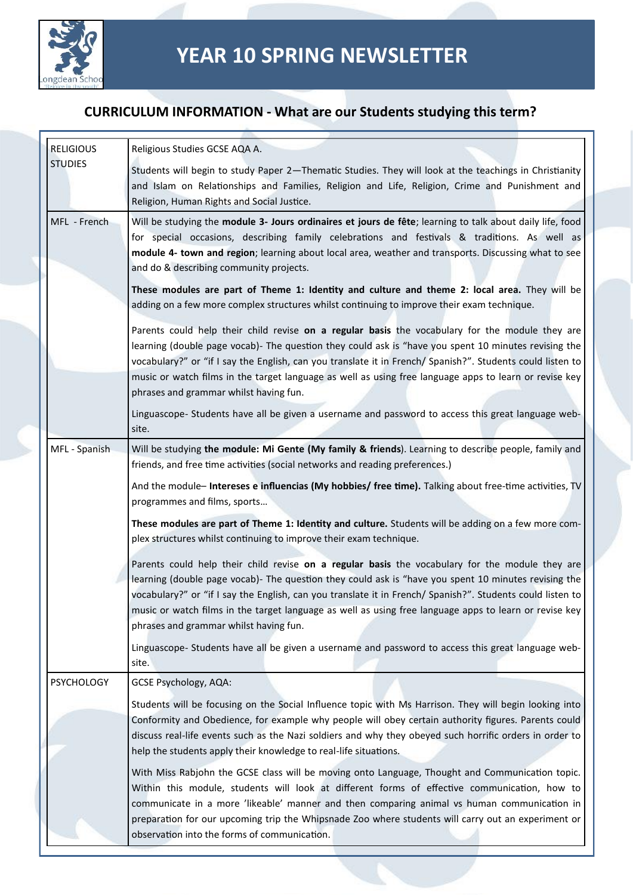# YEAR 10 SPRING NEWSLETTER

## CURRICULUM INFORMATION - What are our Students studying this term?

| | |
|---|---|
| RELIGIOUS STUDIES | Religious Studies GCSE AQA A.<br><br>Students will begin to study Paper 2—Thematic Studies. They will look at the teachings in Christianity and Islam on Relationships and Families, Religion and Life, Religion, Crime and Punishment and Religion, Human Rights and Social Justice. |
| MFL - French | Will be studying the **module 3- Jours ordinaires et jours de fête**; learning to talk about daily life, food for special occasions, describing family celebrations and festivals & traditions. As well as **module 4- town and region**; learning about local area, weather and transports. Discussing what to see and do & describing community projects.<br><br>**These modules are part of Theme 1: Identity and culture and theme 2: local area.** They will be adding on a few more complex structures whilst continuing to improve their exam technique.<br><br>Parents could help their child revise **on a regular basis** the vocabulary for the module they are learning (double page vocab)- The question they could ask is "have you spent 10 minutes revising the vocabulary?" or "if I say the English, can you translate it in French/ Spanish?". Students could listen to music or watch films in the target language as well as using free language apps to learn or revise key phrases and grammar whilst having fun.<br><br>Linguascope- Students have all be given a username and password to access this great language web-site. |
| MFL - Spanish | Will be studying **the module: Mi Gente (My family & friends**). Learning to describe people, family and friends, and free time activities (social networks and reading preferences.)<br><br>And the module– **Intereses e influencias (My hobbies/ free time).** Talking about free-time activities, TV programmes and films, sports…<br><br>**These modules are part of Theme 1: Identity and culture.** Students will be adding on a few more complex structures whilst continuing to improve their exam technique.<br><br>Parents could help their child revise **on a regular basis** the vocabulary for the module they are learning (double page vocab)- The question they could ask is "have you spent 10 minutes revising the vocabulary?" or "if I say the English, can you translate it in French/ Spanish?". Students could listen to music or watch films in the target language as well as using free language apps to learn or revise key phrases and grammar whilst having fun.<br><br>Linguascope- Students have all be given a username and password to access this great language web-site. |
| PSYCHOLOGY | GCSE Psychology, AQA:<br><br>Students will be focusing on the Social Influence topic with Ms Harrison. They will begin looking into Conformity and Obedience, for example why people will obey certain authority figures. Parents could discuss real-life events such as the Nazi soldiers and why they obeyed such horrific orders in order to help the students apply their knowledge to real-life situations.<br><br>With Miss Rabjohn the GCSE class will be moving onto Language, Thought and Communication topic. Within this module, students will look at different forms of effective communication, how to communicate in a more 'likeable' manner and then comparing animal vs human communication in preparation for our upcoming trip the Whipsnade Zoo where students will carry out an experiment or observation into the forms of communication. |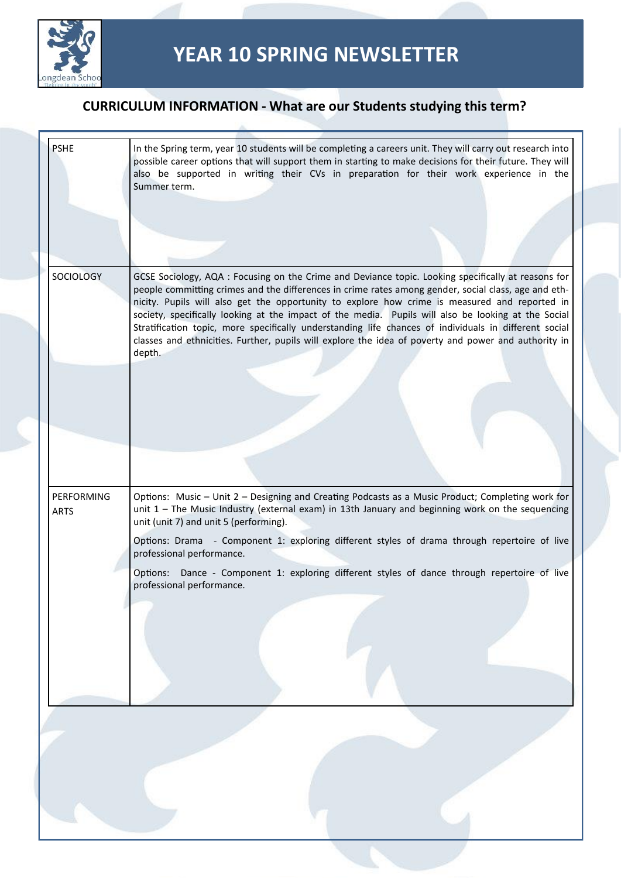# YEAR 10 SPRING NEWSLETTER

## CURRICULUM INFORMATION - What are our Students studying this term?

| | |
|---|---|
| PSHE | In the Spring term, year 10 students will be completing a careers unit. They will carry out research into possible career options that will support them in starting to make decisions for their future. They will also be supported in writing their CVs in preparation for their work experience in the Summer term. |
| SOCIOLOGY | GCSE Sociology, AQA : Focusing on the Crime and Deviance topic. Looking specifically at reasons for people committing crimes and the differences in crime rates among gender, social class, age and ethnicity. Pupils will also get the opportunity to explore how crime is measured and reported in society, specifically looking at the impact of the media. Pupils will also be looking at the Social Stratification topic, more specifically understanding life chances of individuals in different social classes and ethnicities. Further, pupils will explore the idea of poverty and power and authority in depth. |
| PERFORMING ARTS | Options: Music – Unit 2 – Designing and Creating Podcasts as a Music Product; Completing work for unit 1 – The Music Industry (external exam) in 13th January and beginning work on the sequencing unit (unit 7) and unit 5 (performing).<br><br>Options: Drama - Component 1: exploring different styles of drama through repertoire of live professional performance.<br><br>Options: Dance - Component 1: exploring different styles of dance through repertoire of live professional performance. |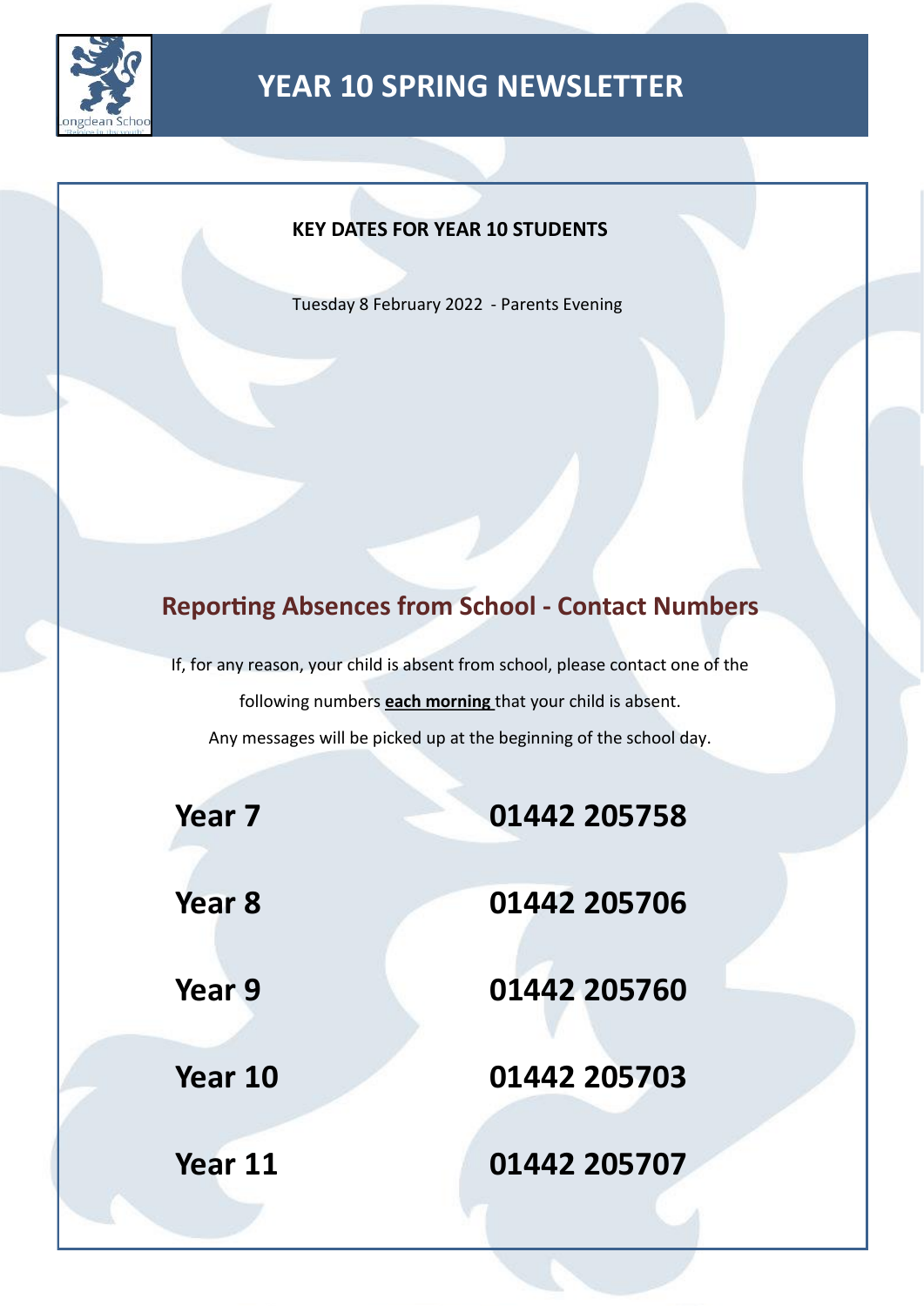# YEAR 10 SPRING NEWSLETTER

**KEY DATES FOR YEAR 10 STUDENTS**

Tuesday 8 February 2022 - Parents Evening

## Reporting Absences from School - Contact Numbers

If, for any reason, your child is absent from school, please contact one of the following numbers **each morning** that your child is absent.

Any messages will be picked up at the beginning of the school day.

| | |
|---|---|
| **Year 7** | **01442 205758** |
| **Year 8** | **01442 205706** |
| **Year 9** | **01442 205760** |
| **Year 10** | **01442 205703** |
| **Year 11** | **01442 205707** |